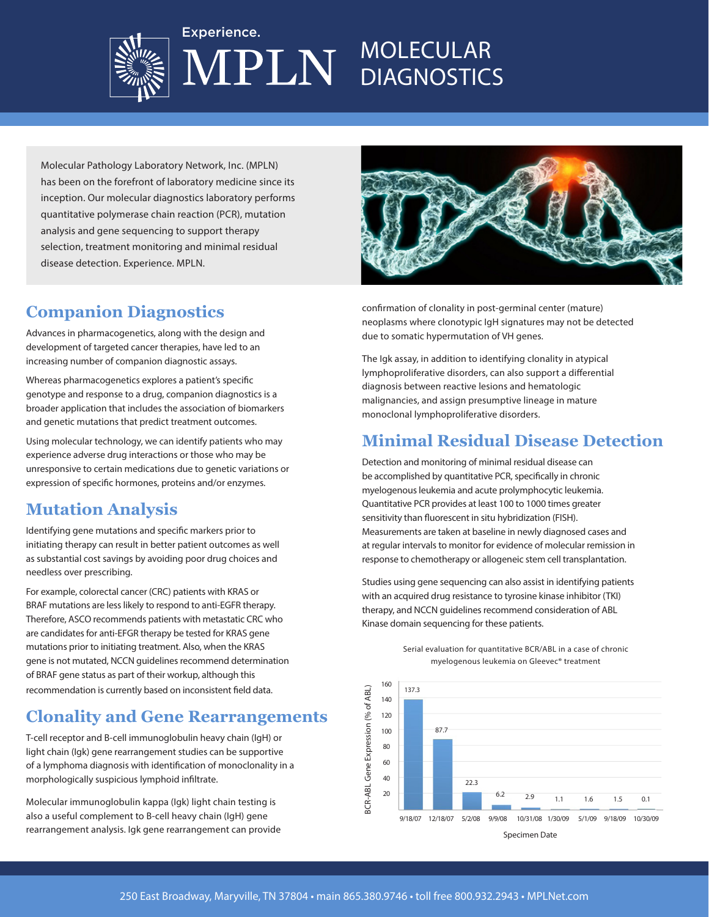# Experience. MPLN MOLECULAR DIAGNOSTICS

Molecular Pathology Laboratory Network, Inc. (MPLN) has been on the forefront of laboratory medicine since its inception. Our molecular diagnostics laboratory performs quantitative polymerase chain reaction (PCR), mutation analysis and gene sequencing to support therapy selection, treatment monitoring and minimal residual disease detection. Experience. MPLN.

## Companion Diagnostics

Advances in pharmacogenetics, along with the design and development of targeted cancer therapies, have led to an increasing number of companion diagnostic assays.

Whereas pharmacogenetics explores a patient's specific genotype and response to a drug, companion diagnostics is a broader application that includes the association of biomarkers and genetic mutations that predict treatment outcomes.

Using molecular technology, we can identify patients who may experience adverse drug interactions or those who may be unresponsive to certain medications due to genetic variations or expression of specific hormones, proteins and/or enzymes.

## Mutation Analysis

Identifying gene mutations and specific markers prior to initiating therapy can result in better patient outcomes as well as substantial cost savings by avoiding poor drug choices and needless over prescribing.

For example, colorectal cancer (CRC) patients with KRAS or BRAF mutations are less likely to respond to anti-EGFR therapy. Therefore, ASCO recommends patients with metastatic CRC who are candidates for anti-EFGR therapy be tested for KRAS gene mutations prior to initiating treatment. Also, when the KRAS gene is not mutated, NCCN guidelines recommend determination of BRAF gene status as part of their workup, although this recommendation is currently based on inconsistent field data.

## Clonality and Gene Rearrangements

T-cell receptor and B-cell immunoglobulin heavy chain (IgH) or light chain (Igk) gene rearrangement studies can be supportive of a lymphoma diagnosis with identification of monoclonality in a morphologically suspicious lymphoid infiltrate.

Molecular immunoglobulin kappa (Igk) light chain testing is also a useful complement to B-cell heavy chain (IgH) gene rearrangement analysis. Igk gene rearrangement can provide confirmation of clonality in post-germinal center (mature) neoplasms where clonotypic IgH signatures may not be detected due to somatic hypermutation of VH genes.

The Igk assay, in addition to identifying clonality in atypical lymphoproliferative disorders, can also support a differential diagnosis between reactive lesions and hematologic malignancies, and assign presumptive lineage in mature monoclonal lymphoproliferative disorders.

## Minimal Residual Disease Detection

Detection and monitoring of minimal residual disease can be accomplished by quantitative PCR, specifically in chronic myelogenous leukemia and acute prolymphocytic leukemia. Quantitative PCR provides at least 100 to 1000 times greater sensitivity than fluorescent in situ hybridization (FISH). Measurements are taken at baseline in newly diagnosed cases and at regular intervals to monitor for evidence of molecular remission in response to chemotherapy or allogeneic stem cell transplantation.

Studies using gene sequencing can also assist in identifying patients with an acquired drug resistance to tyrosine kinase inhibitor (TKI) therapy, and NCCN guidelines recommend consideration of ABL Kinase domain sequencing for these patients.

Serial evaluation for quantitative BCR/ABL in a case of chronic myelogenous leukemia on Gleevec® treatment

| Specimen Date | BCR-ABL Gene Expression (% of ABL) |
|---|---|
| 9/18/07 | 137.3 |
| 12/18/07 | 87.7 |
| 5/2/08 | 22.3 |
| 9/9/08 | 6.2 |
| 10/31/08 | 2.9 |
| 1/30/09 | 1.1 |
| 5/1/09 | 1.6 |
| 9/18/09 | 1.5 |
| 10/30/09 | 0.1 |

250 East Broadway, Maryville, TN 37804 • main 865.380.9746 • toll free 800.932.2943 • MPLNet.com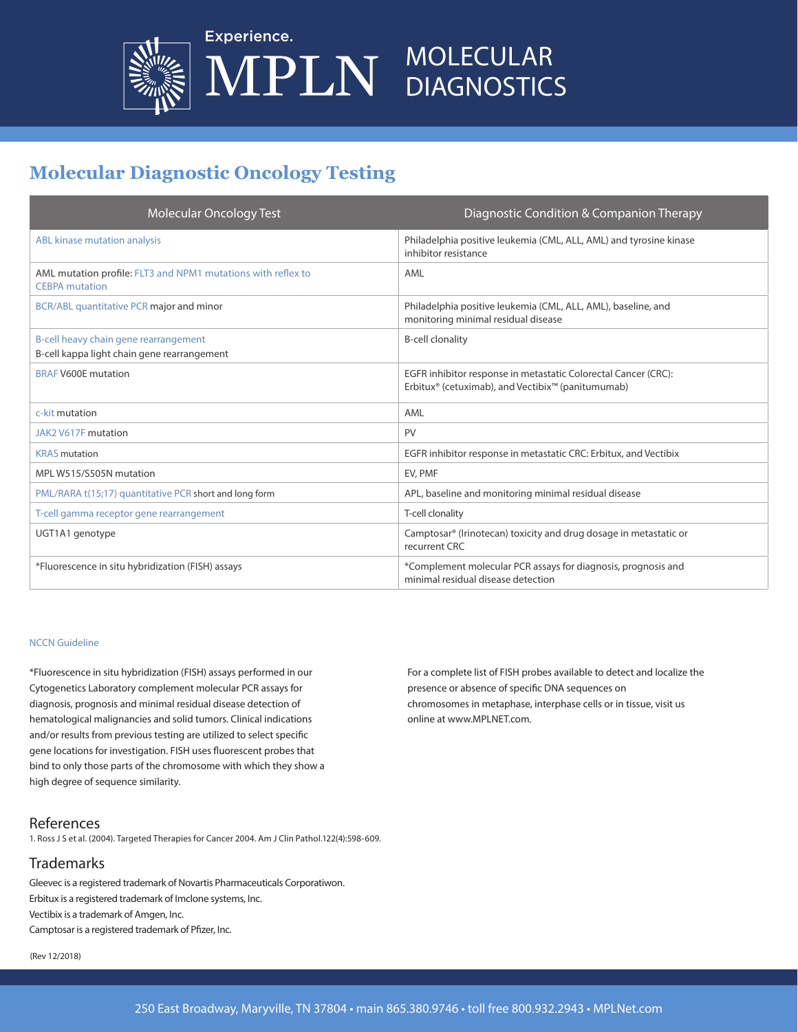Experience.

# MPLN MOLECULAR DIAGNOSTICS

## Molecular Diagnostic Oncology Testing

| Molecular Oncology Test | Diagnostic Condition & Companion Therapy |
|---|---|
| ABL kinase mutation analysis | Philadelphia positive leukemia (CML, ALL, AML) and tyrosine kinase inhibitor resistance |
| AML mutation profile: FLT3 and NPM1 mutations with reflex to CEBPA mutation | AML |
| BCR/ABL quantitative PCR major and minor | Philadelphia positive leukemia (CML, ALL, AML), baseline, and monitoring minimal residual disease |
| B-cell heavy chain gene rearrangement<br>B-cell kappa light chain gene rearrangement | B-cell clonality |
| BRAF V600E mutation | EGFR inhibitor response in metastatic Colorectal Cancer (CRC): Erbitux® (cetuximab), and Vectibix™ (panitumumab) |
| c-kit mutation | AML |
| JAK2 V617F mutation | PV |
| KRAS mutation | EGFR inhibitor response in metastatic CRC: Erbitux, and Vectibix |
| MPL W515/S505N mutation | EV, PMF |
| PML/RARA t(15;17) quantitative PCR short and long form | APL, baseline and monitoring minimal residual disease |
| T-cell gamma receptor gene rearrangement | T-cell clonality |
| UGT1A1 genotype | Camptosar® (Irinotecan) toxicity and drug dosage in metastatic or recurrent CRC |
| *Fluorescence in situ hybridization (FISH) assays | *Complement molecular PCR assays for diagnosis, prognosis and minimal residual disease detection |

NCCN Guideline

*Fluorescence in situ hybridization (FISH) assays performed in our Cytogenetics Laboratory complement molecular PCR assays for diagnosis, prognosis and minimal residual disease detection of hematological malignancies and solid tumors. Clinical indications and/or results from previous testing are utilized to select specific gene locations for investigation. FISH uses fluorescent probes that bind to only those parts of the chromosome with which they show a high degree of sequence similarity.

For a complete list of FISH probes available to detect and localize the presence or absence of specific DNA sequences on chromosomes in metaphase, interphase cells or in tissue, visit us online at www.MPLNET.com.

## References

1. Ross J S et al. (2004). Targeted Therapies for Cancer 2004. Am J Clin Pathol.122(4):598-609.

## Trademarks

Gleevec is a registered trademark of Novartis Pharmaceuticals Corporatiwon.
Erbitux is a registered trademark of Imclone systems, Inc.
Vectibix is a trademark of Amgen, Inc.
Camptosar is a registered trademark of Pfizer, Inc.

(Rev 12/2018)

250 East Broadway, Maryville, TN 37804 • main 865.380.9746 • toll free 800.932.2943 • MPLNet.com